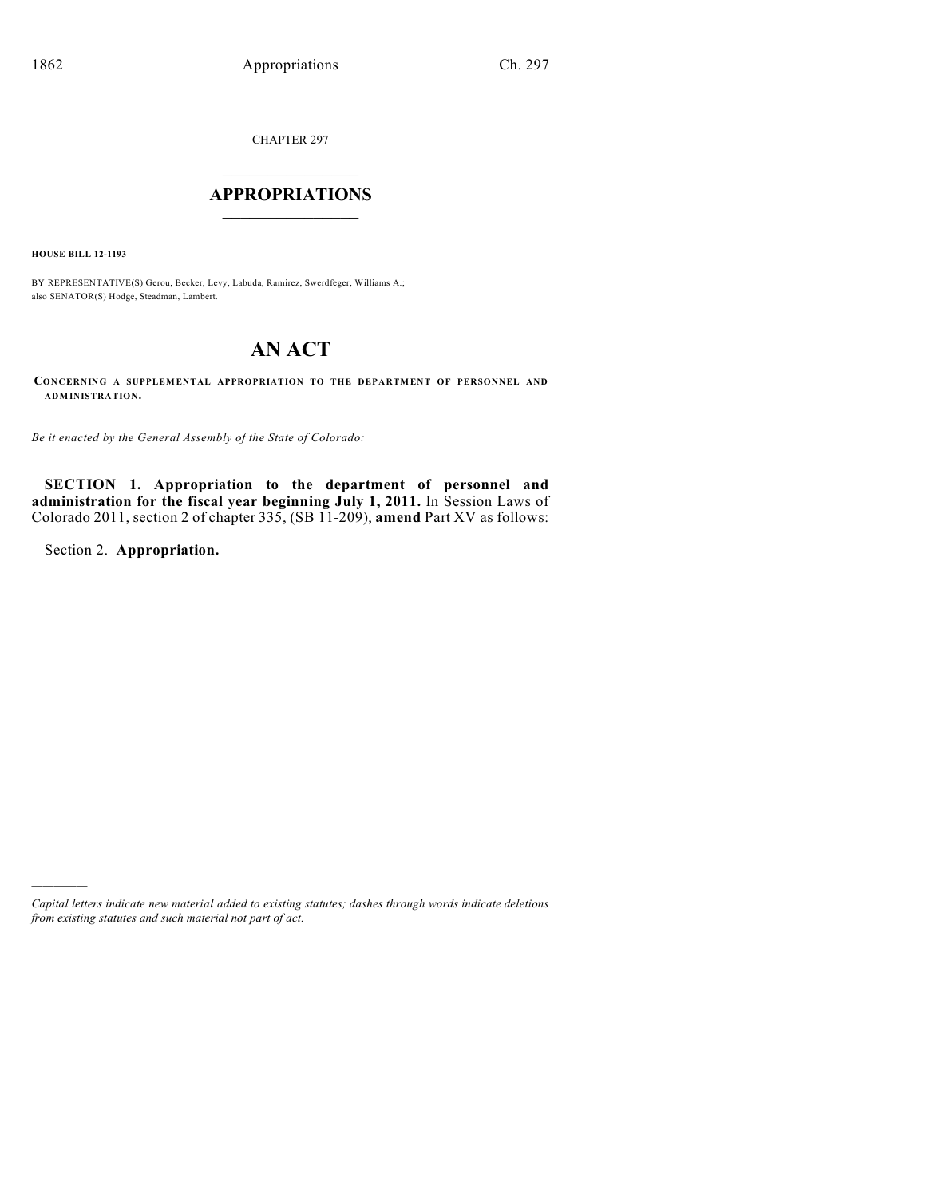CHAPTER 297

# APPROPRIATIONS

**HOUSE BILL 12-1193**

BY REPRESENTATIVE(S) Gerou, Becker, Levy, Labuda, Ramirez, Swerdfeger, Williams A.; also SENATOR(S) Hodge, Steadman, Lambert.

# AN ACT

**CONCERNING A SUPPLEMENTAL APPROPRIATION TO THE DEPARTMENT OF PERSONNEL AND ADMINISTRATION.**

*Be it enacted by the General Assembly of the State of Colorado:*

**SECTION 1. Appropriation to the department of personnel and administration for the fiscal year beginning July 1, 2011.** In Session Laws of Colorado 2011, section 2 of chapter 335, (SB 11-209), **amend** Part XV as follows:

Section 2. **Appropriation.**

---

*Capital letters indicate new material added to existing statutes; dashes through words indicate deletions from existing statutes and such material not part of act.*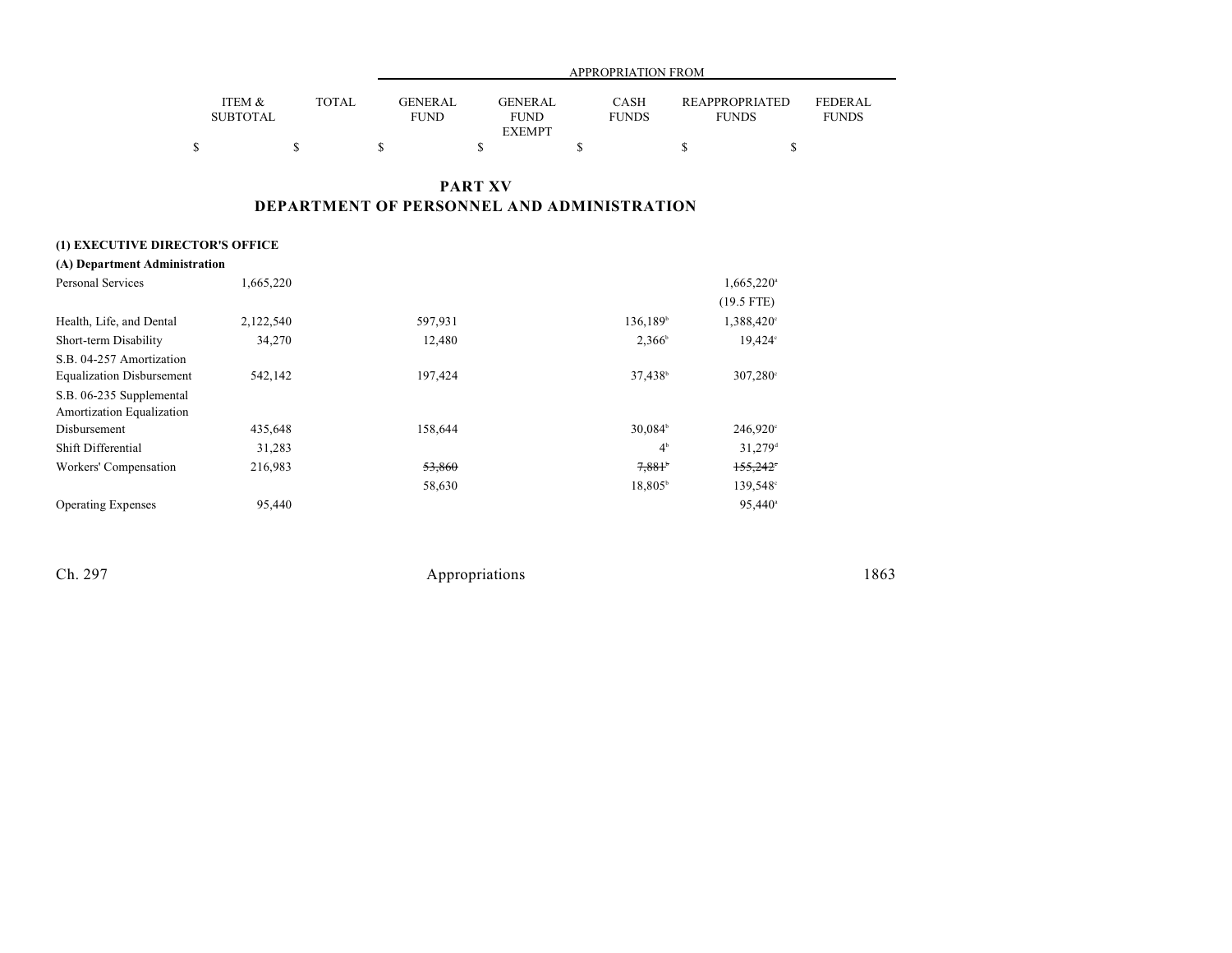| | ITEM & SUBTOTAL | TOTAL | APPROPRIATION FROM GENERAL FUND | GENERAL FUND EXEMPT | CASH FUNDS | REAPPROPRIATED FUNDS | FEDERAL FUNDS |
|---|---|---|---|---|---|---|---|
| | $ | $ | $ | $ | $ | $ | $ |

## PART XV
## DEPARTMENT OF PERSONNEL AND ADMINISTRATION

**(1) EXECUTIVE DIRECTOR'S OFFICE**

**(A) Department Administration**

| | ITEM & SUBTOTAL | TOTAL | GENERAL FUND | GENERAL FUND EXEMPT | CASH FUNDS | REAPPROPRIATED FUNDS | FEDERAL FUNDS |
|---|---|---|---|---|---|---|---|
| Personal Services | 1,665,220 | | | | | 1,665,220[a] | |
| | | | | | | (19.5 FTE) | |
| Health, Life, and Dental | 2,122,540 | | 597,931 | | 136,189[b] | 1,388,420[c] | |
| Short-term Disability | 34,270 | | 12,480 | | 2,366[b] | 19,424[c] | |
| S.B. 04-257 Amortization Equalization Disbursement | 542,142 | | 197,424 | | 37,438[b] | 307,280[c] | |
| S.B. 06-235 Supplemental Amortization Equalization Disbursement | 435,648 | | 158,644 | | 30,084[b] | 246,920[c] | |
| Shift Differential | 31,283 | | | | 4[b] | 31,279[d] | |
| Workers' Compensation | 216,983 | | ~~53,860~~ | | ~~7,881[b]~~ | ~~155,242[c]~~ | |
| | | | 58,630 | | 18,805[b] | 139,548[c] | |
| Operating Expenses | 95,440 | | | | | 95,440[a] | |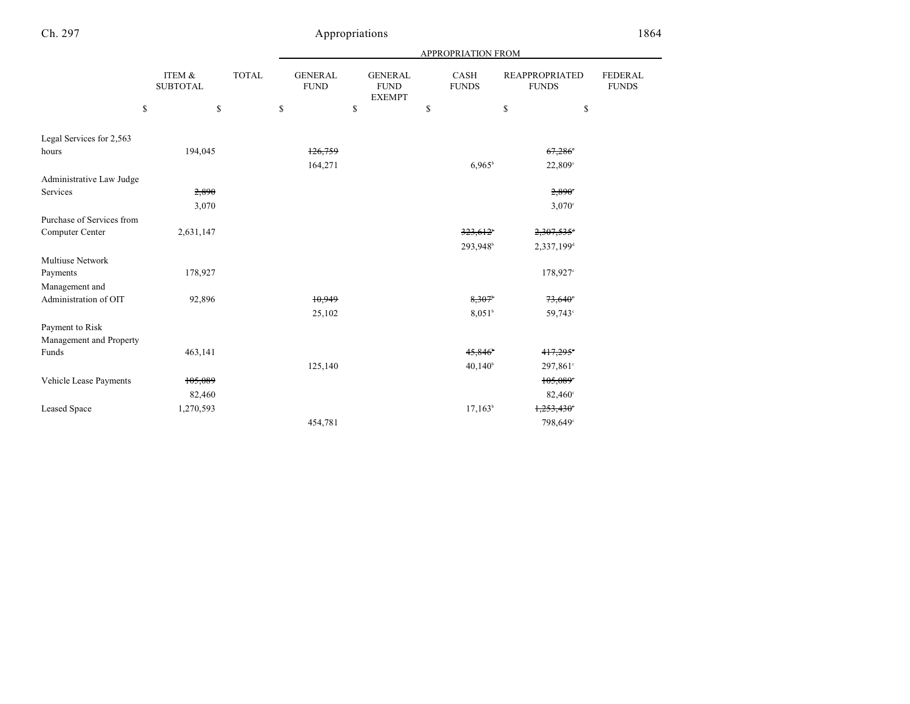| | ITEM & SUBTOTAL | TOTAL | GENERAL FUND | GENERAL FUND EXEMPT | CASH FUNDS | REAPPROPRIATED FUNDS | FEDERAL FUNDS |
|---|---|---|---|---|---|---|---|
| | | | | APPROPRIATION FROM | | | |
| | $ | $ | $ | $ | $ | $ | $ |
| Legal Services for 2,563 hours | 194,045 | | ~~126,759~~ | | | ~~67,286~~[c] | |
| | | | 164,271 | | 6,965[b] | 22,809[c] | |
| Administrative Law Judge Services | ~~2,890~~ | | | | | ~~2,890~~[c] | |
| | 3,070 | | | | | 3,070[c] | |
| Purchase of Services from Computer Center | 2,631,147 | | | | ~~323,612~~[b] | ~~2,307,535~~[d] | |
| | | | | | 293,948[b] | 2,337,199[d] | |
| Multiuse Network Payments | 178,927 | | | | | 178,927[c] | |
| Management and Administration of OIT | 92,896 | | ~~10,949~~ | | ~~8,307~~[b] | ~~73,640~~[c] | |
| | | | 25,102 | | 8,051[b] | 59,743[c] | |
| Payment to Risk Management and Property Funds | 463,141 | | | | ~~45,846~~[b] | ~~417,295~~[c] | |
| | | | 125,140 | | 40,140[b] | 297,861[c] | |
| Vehicle Lease Payments | ~~105,089~~ | | | | | ~~105,089~~[c] | |
| | 82,460 | | | | | 82,460[c] | |
| Leased Space | 1,270,593 | | | | 17,163[b] | ~~1,253,430~~[c] | |
| | | | 454,781 | | | 798,649[c] | |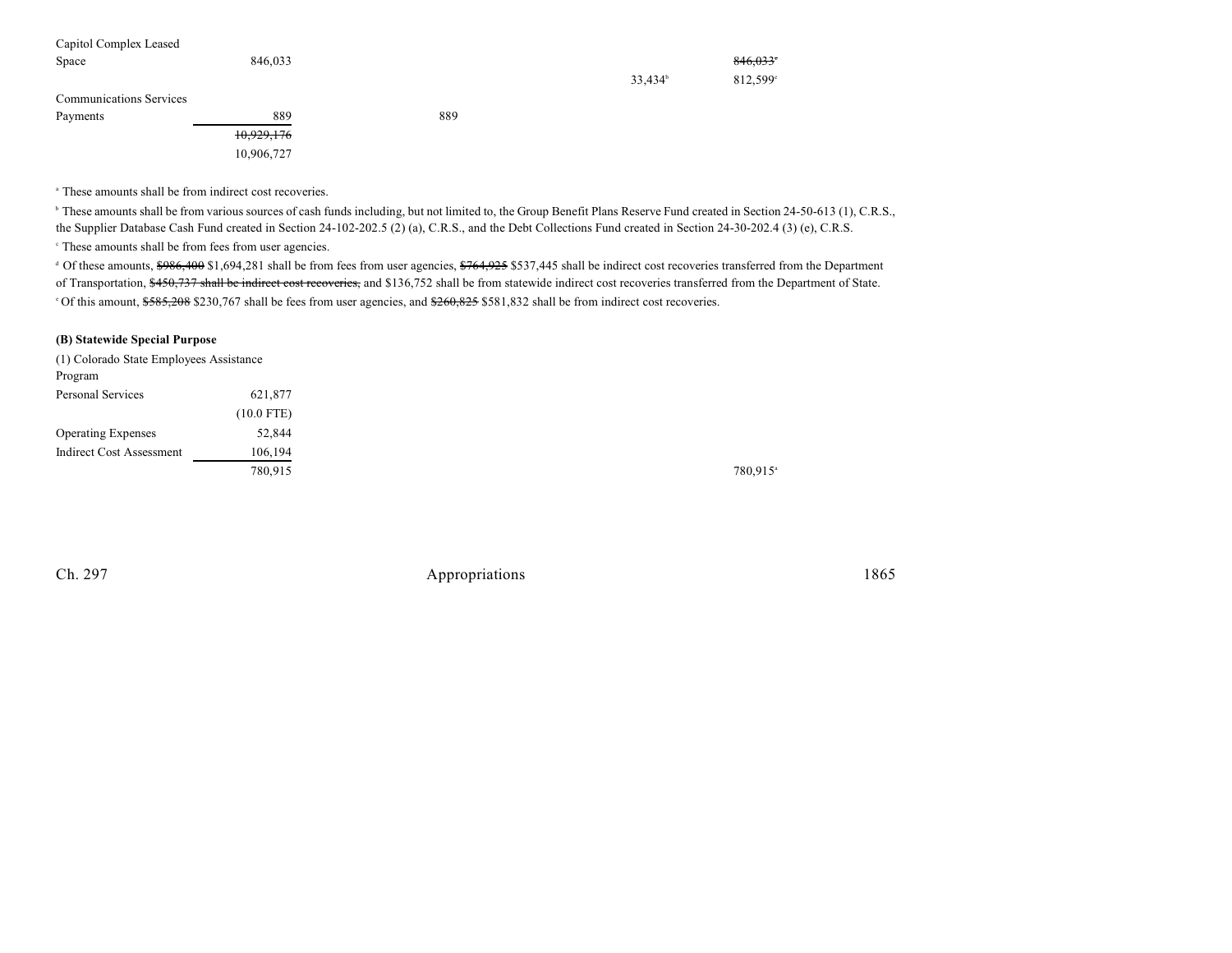| | | | | | |
|---|---|---|---|---|---|
| Capitol Complex Leased Space | 846,033 | | | ~~846,033~~[c] | |
| | | | 33,434[b] | 812,599[c] | |
| Communications Services Payments | 889 | 889 | | | |
| | ~~10,929,176~~ | | | | |
| | 10,906,727 | | | | |

[a] These amounts shall be from indirect cost recoveries.

[b] These amounts shall be from various sources of cash funds including, but not limited to, the Group Benefit Plans Reserve Fund created in Section 24-50-613 (1), C.R.S., the Supplier Database Cash Fund created in Section 24-102-202.5 (2) (a), C.R.S., and the Debt Collections Fund created in Section 24-30-202.4 (3) (e), C.R.S.

[c] These amounts shall be from fees from user agencies.

[d] Of these amounts, ~~$986,400~~ $1,694,281 shall be from fees from user agencies, ~~$764,925~~ $537,445 shall be indirect cost recoveries transferred from the Department of Transportation, ~~$450,737 shall be indirect cost recoveries,~~ and $136,752 shall be from statewide indirect cost recoveries transferred from the Department of State.

[e] Of this amount, ~~$585,208~~ $230,767 shall be fees from user agencies, and ~~$260,825~~ $581,832 shall be from indirect cost recoveries.

**(B) Statewide Special Purpose**

(1) Colorado State Employees Assistance Program

| | | | | | |
|---|---|---|---|---|---|
| Personal Services | 621,877 | | | | |
| | (10.0 FTE) | | | | |
| Operating Expenses | 52,844 | | | | |
| Indirect Cost Assessment | 106,194 | | | | |
| | 780,915 | | | 780,915[a] | |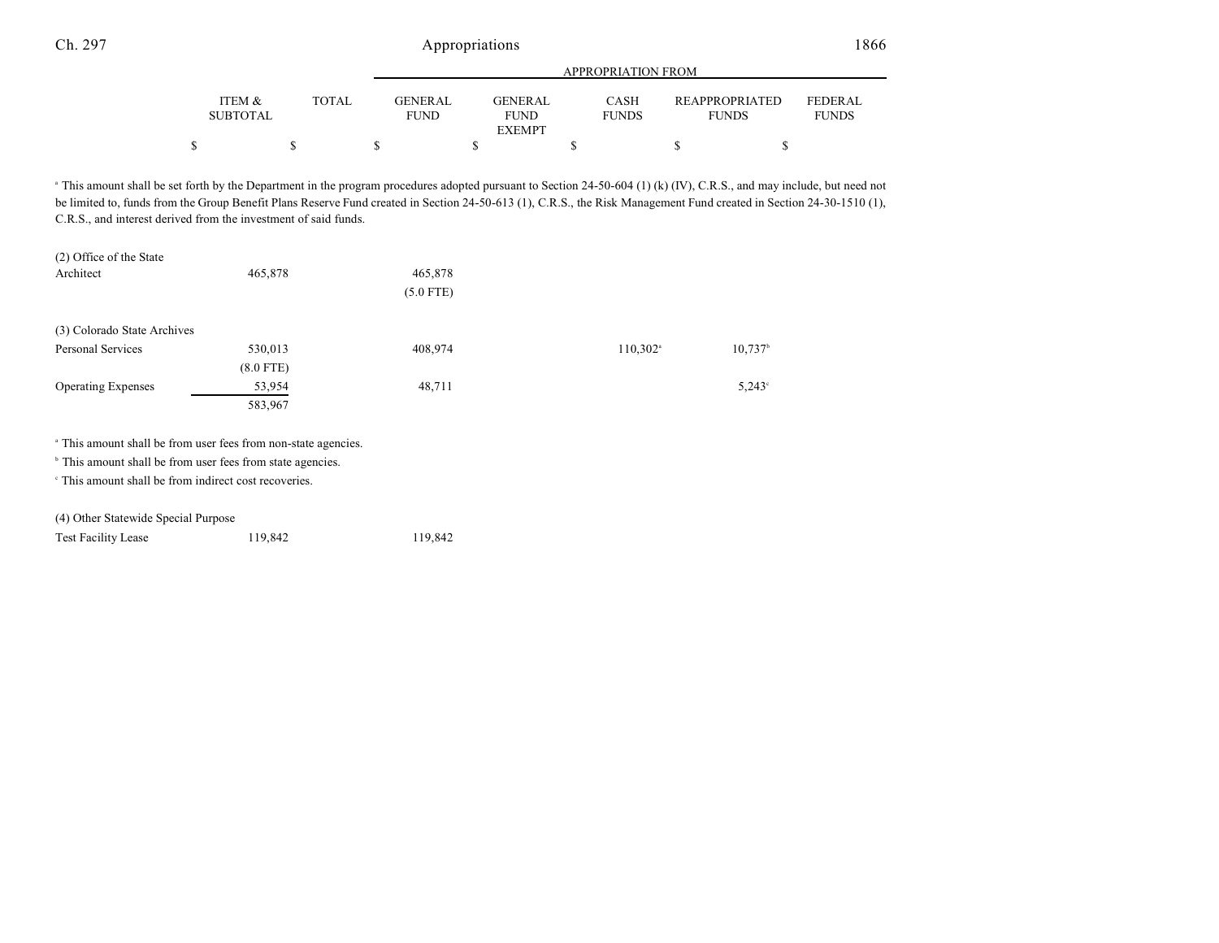| | ITEM & SUBTOTAL | TOTAL | APPROPRIATION FROM GENERAL FUND | GENERAL FUND EXEMPT | CASH FUNDS | REAPPROPRIATED FUNDS | FEDERAL FUNDS |
|---|---|---|---|---|---|---|---|
| | $ | $ | $ | $ | $ | $ | $ |

[a] This amount shall be set forth by the Department in the program procedures adopted pursuant to Section 24-50-604 (1) (k) (IV), C.R.S., and may include, but need not be limited to, funds from the Group Benefit Plans Reserve Fund created in Section 24-50-613 (1), C.R.S., the Risk Management Fund created in Section 24-30-1510 (1), C.R.S., and interest derived from the investment of said funds.

| | ITEM & SUBTOTAL | TOTAL | GENERAL FUND | GENERAL FUND EXEMPT | CASH FUNDS | REAPPROPRIATED FUNDS | FEDERAL FUNDS |
|---|---|---|---|---|---|---|---|
| (2) Office of the State Architect | | 465,878 | 465,878 | | | | |
| | | | (5.0 FTE) | | | | |
| (3) Colorado State Archives | | | | | | | |
| Personal Services | 530,013 | | 408,974 | | 110,302[a] | 10,737[b] | |
| | (8.0 FTE) | | | | | | |
| Operating Expenses | 53,954 | | 48,711 | | | 5,243[c] | |
| | | 583,967 | | | | | |

[a] This amount shall be from user fees from non-state agencies.

[b] This amount shall be from user fees from state agencies.

[c] This amount shall be from indirect cost recoveries.

| | ITEM & SUBTOTAL | TOTAL | GENERAL FUND | GENERAL FUND EXEMPT | CASH FUNDS | REAPPROPRIATED FUNDS | FEDERAL FUNDS |
|---|---|---|---|---|---|---|---|
| (4) Other Statewide Special Purpose | | | | | | | |
| Test Facility Lease | 119,842 | | 119,842 | | | | |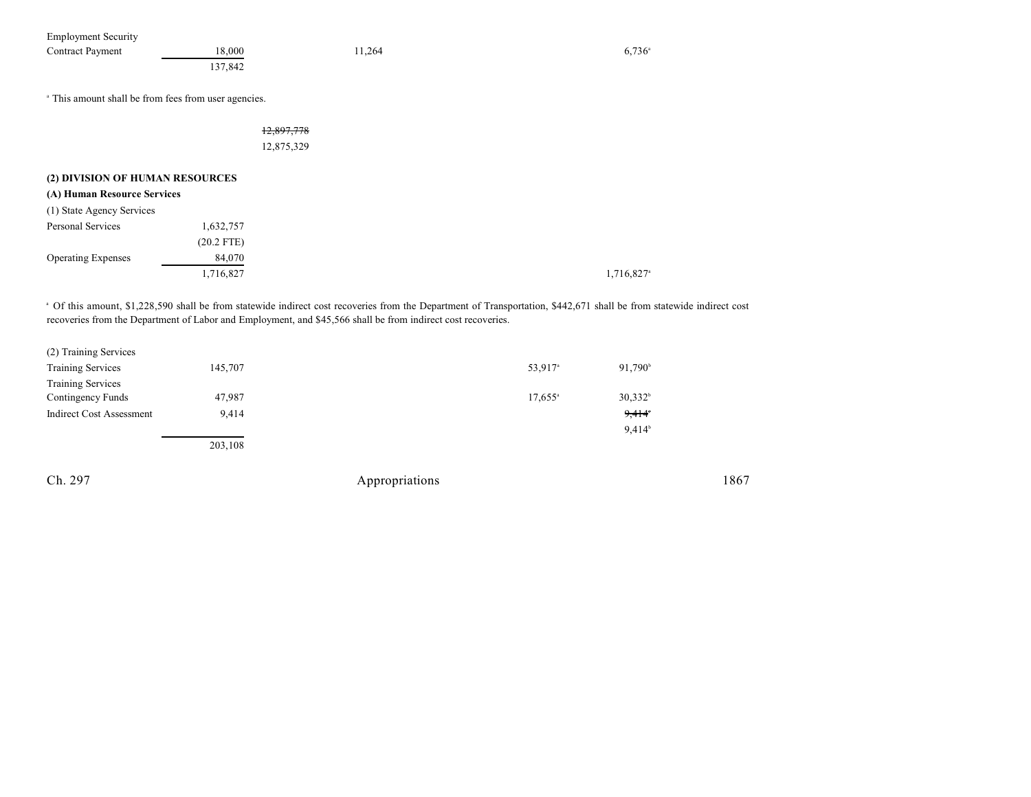| | | | | | | |
|---|---|---|---|---|---|---|
| Employment Security Contract Payment | 18,000 | | 11,264 | | | 6,736[a] |
| | 137,842 | | | | | |

[a] This amount shall be from fees from user agencies.

| | | | | | | |
|---|---|---|---|---|---|---|
| | | ~~12,897,778~~ | | | | |
| | | 12,875,329 | | | | |

**(2) DIVISION OF HUMAN RESOURCES**

**(A) Human Resource Services**

| | | | | | | |
|---|---|---|---|---|---|---|
| (1) State Agency Services | | | | | | |
| Personal Services | 1,632,757 | | | | | |
| | (20.2 FTE) | | | | | |
| Operating Expenses | 84,070 | | | | | |
| | 1,716,827 | | | | | 1,716,827[a] |

[a] Of this amount, $1,228,590 shall be from statewide indirect cost recoveries from the Department of Transportation, $442,671 shall be from statewide indirect cost recoveries from the Department of Labor and Employment, and $45,566 shall be from indirect cost recoveries.

| | | | | | | |
|---|---|---|---|---|---|---|
| (2) Training Services | | | | | | |
| Training Services | 145,707 | | | | 53,917[a] | 91,790[b] |
| Training Services Contingency Funds | 47,987 | | | | 17,655[a] | 30,332[b] |
| Indirect Cost Assessment | 9,414 | | | | | ~~9,414[c]~~ |
| | | | | | | 9,414[b] |
| | 203,108 | | | | | |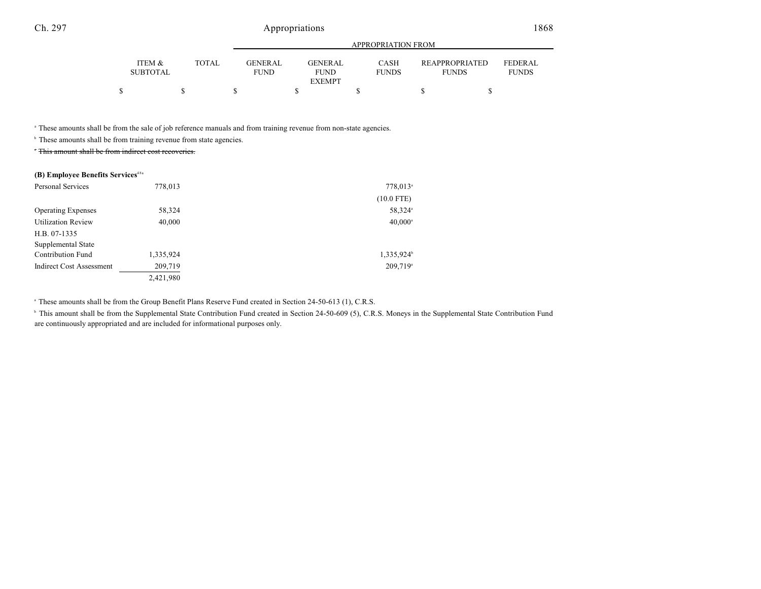| | ITEM & SUBTOTAL | TOTAL | GENERAL FUND | GENERAL FUND EXEMPT | CASH FUNDS | REAPPROPRIATED FUNDS | FEDERAL FUNDS |
|---|---|---|---|---|---|---|---|
| | $ | $ | $ | $ | $ | $ | $ |

[a] These amounts shall be from the sale of job reference manuals and from training revenue from non-state agencies.

[b] These amounts shall be from training revenue from state agencies.

~~[c] This amount shall be from indirect cost recoveries.~~

**(B) Employee Benefits Services**[48a]

| | ITEM & SUBTOTAL | TOTAL | GENERAL FUND | GENERAL FUND EXEMPT | CASH FUNDS | REAPPROPRIATED FUNDS | FEDERAL FUNDS |
|---|---|---|---|---|---|---|---|
| Personal Services | 778,013 | | | | 778,013[a] | | |
| | | | | | (10.0 FTE) | | |
| Operating Expenses | 58,324 | | | | 58,324[a] | | |
| Utilization Review | 40,000 | | | | 40,000[a] | | |
| H.B. 07-1335 Supplemental State Contribution Fund | 1,335,924 | | | | 1,335,924[b] | | |
| Indirect Cost Assessment | 209,719 | | | | 209,719[a] | | |
| | 2,421,980 | | | | | | |

[a] These amounts shall be from the Group Benefit Plans Reserve Fund created in Section 24-50-613 (1), C.R.S.

[b] This amount shall be from the Supplemental State Contribution Fund created in Section 24-50-609 (5), C.R.S. Moneys in the Supplemental State Contribution Fund are continuously appropriated and are included for informational purposes only.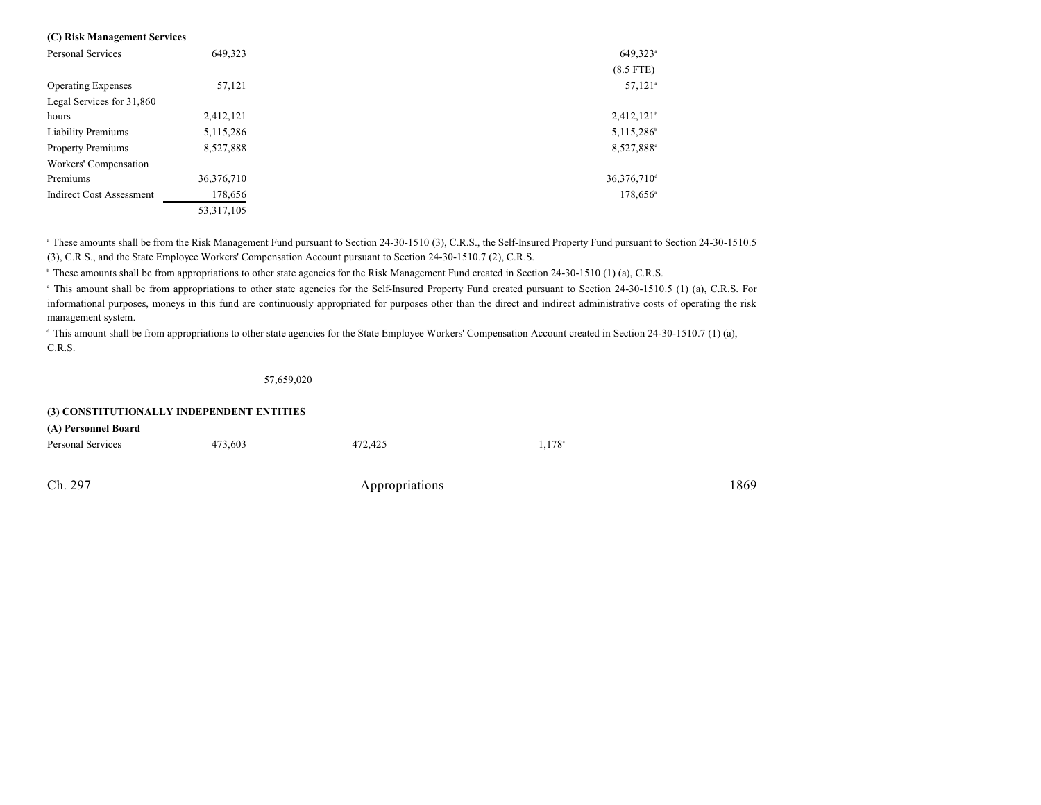**(C) Risk Management Services**

| | Total | General Fund | Cash Funds | Cash Funds Exempt |
|---|---|---|---|---|
| Personal Services | 649,323 | | | 649,323[a] |
| | | | | (8.5 FTE) |
| Operating Expenses | 57,121 | | | 57,121[a] |
| Legal Services for 31,860 hours | 2,412,121 | | | 2,412,121[b] |
| Liability Premiums | 5,115,286 | | | 5,115,286[b] |
| Property Premiums | 8,527,888 | | | 8,527,888[c] |
| Workers' Compensation Premiums | 36,376,710 | | | 36,376,710[d] |
| Indirect Cost Assessment | 178,656 | | | 178,656[a] |
| | 53,317,105 | | | |

[a] These amounts shall be from the Risk Management Fund pursuant to Section 24-30-1510 (3), C.R.S., the Self-Insured Property Fund pursuant to Section 24-30-1510.5 (3), C.R.S., and the State Employee Workers' Compensation Account pursuant to Section 24-30-1510.7 (2), C.R.S.

[b] These amounts shall be from appropriations to other state agencies for the Risk Management Fund created in Section 24-30-1510 (1) (a), C.R.S.

[c] This amount shall be from appropriations to other state agencies for the Self-Insured Property Fund created pursuant to Section 24-30-1510.5 (1) (a), C.R.S. For informational purposes, moneys in this fund are continuously appropriated for purposes other than the direct and indirect administrative costs of operating the risk management system.

[d] This amount shall be from appropriations to other state agencies for the State Employee Workers' Compensation Account created in Section 24-30-1510.7 (1) (a), C.R.S.

57,659,020

**(3) CONSTITUTIONALLY INDEPENDENT ENTITIES**

**(A) Personnel Board**

| | Total | General Fund | Cash Funds | Cash Funds Exempt |
|---|---|---|---|---|
| Personal Services | 473,603 | 472,425 | 1,178[a] | |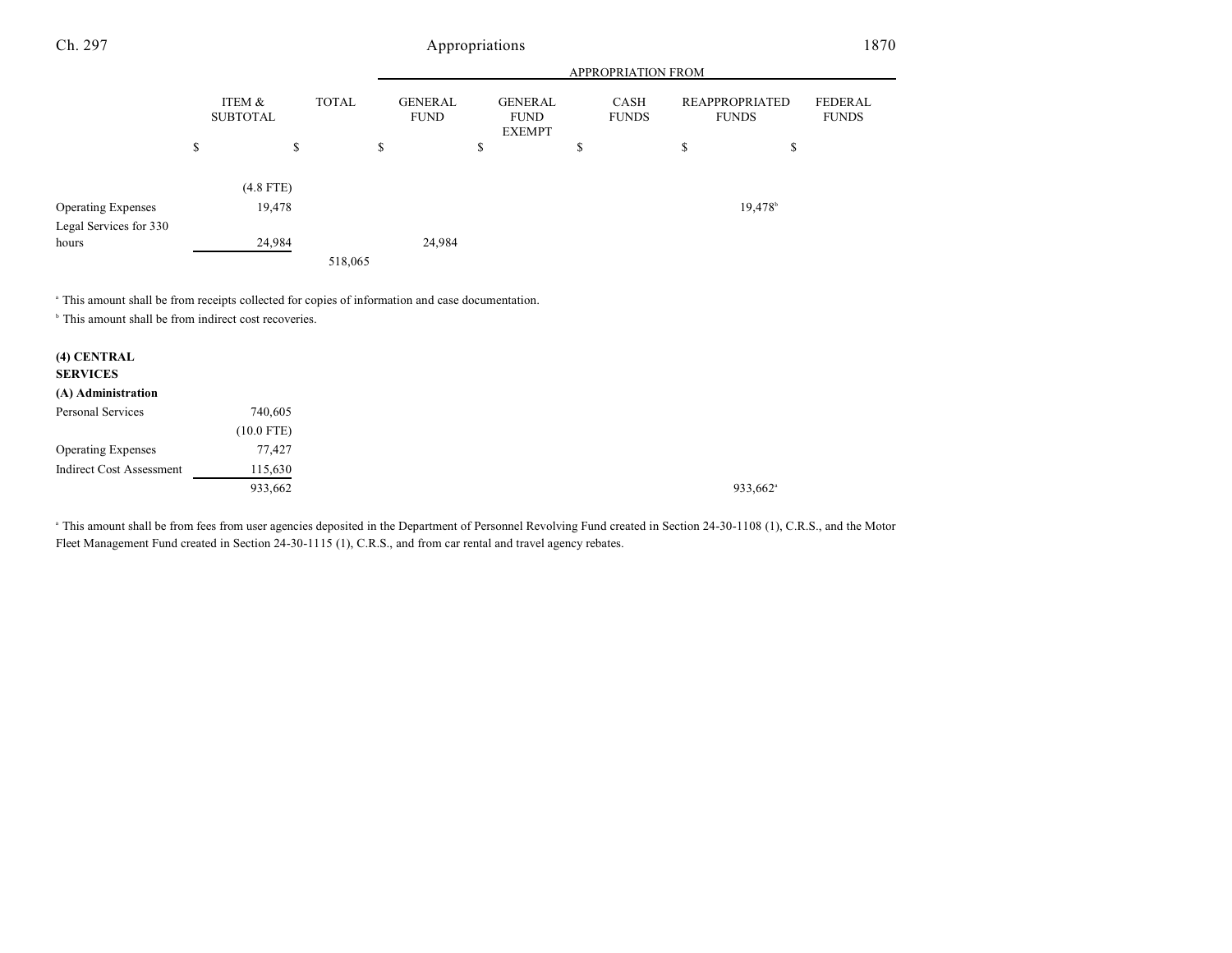| | ITEM & SUBTOTAL | TOTAL | GENERAL FUND | GENERAL FUND EXEMPT | CASH FUNDS | REAPPROPRIATED FUNDS | FEDERAL FUNDS |
|---|---|---|---|---|---|---|---|
| | | | APPROPRIATION FROM | | | | |
| | $ | $ | $ | $ | $ | $ | $ |
| | (4.8 FTE) | | | | | | |
| Operating Expenses | 19,478 | | | | | 19,478[b] | |
| Legal Services for 330 hours | 24,984 | | 24,984 | | | | |
| | | 518,065 | | | | | |

[a] This amount shall be from receipts collected for copies of information and case documentation.

[b] This amount shall be from indirect cost recoveries.

**(4) CENTRAL SERVICES**

**(A) Administration**

| | ITEM & SUBTOTAL | TOTAL | GENERAL FUND | GENERAL FUND EXEMPT | CASH FUNDS | REAPPROPRIATED FUNDS | FEDERAL FUNDS |
|---|---|---|---|---|---|---|---|
| Personal Services | 740,605 | | | | | | |
| | (10.0 FTE) | | | | | | |
| Operating Expenses | 77,427 | | | | | | |
| Indirect Cost Assessment | 115,630 | | | | | | |
| | 933,662 | | | | | 933,662[a] | |

[a] This amount shall be from fees from user agencies deposited in the Department of Personnel Revolving Fund created in Section 24-30-1108 (1), C.R.S., and the Motor Fleet Management Fund created in Section 24-30-1115 (1), C.R.S., and from car rental and travel agency rebates.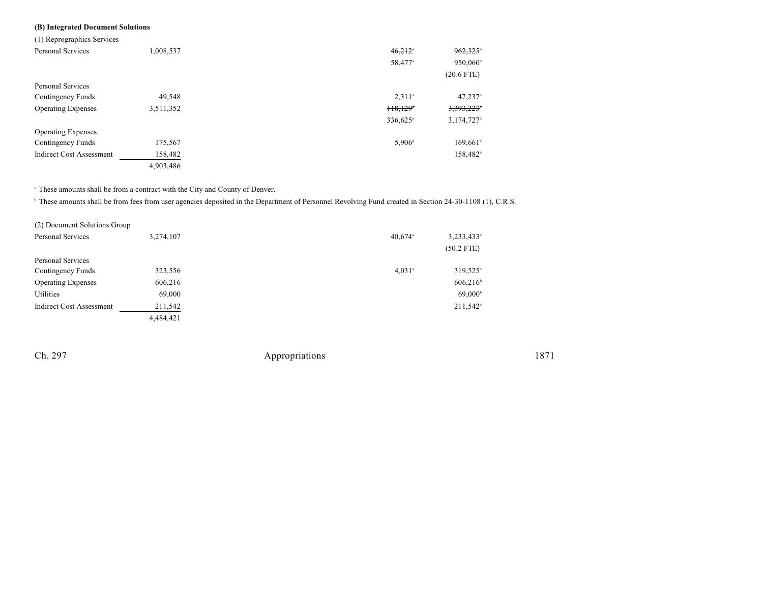**(B) Integrated Document Solutions**

(1) Reprographics Services

| | | | | |
|---|---|---|---|---|
| Personal Services | 1,008,537 | | ~~46,212~~[a] | ~~962,325~~[b] |
| | | | 58,477[a] | 950,060[b] |
| | | | | (20.6 FTE) |
| Personal Services Contingency Funds | 49,548 | | 2,311[a] | 47,237[b] |
| Operating Expenses | 3,511,352 | | ~~118,129~~[a] | ~~3,393,223~~[b] |
| | | | 336,625[a] | 3,174,727[b] |
| Operating Expenses Contingency Funds | 175,567 | | 5,906[a] | 169,661[b] |
| Indirect Cost Assessment | 158,482 | | | 158,482[b] |
| | 4,903,486 | | | |

[a] These amounts shall be from a contract with the City and County of Denver.

[b] These amounts shall be from fees from user agencies deposited in the Department of Personnel Revolving Fund created in Section 24-30-1108 (1), C.R.S.

(2) Document Solutions Group

| | | | | |
|---|---|---|---|---|
| Personal Services | 3,274,107 | | 40,674[a] | 3,233,433[b] |
| | | | | (50.2 FTE) |
| Personal Services Contingency Funds | 323,556 | | 4,031[a] | 319,525[b] |
| Operating Expenses | 606,216 | | | 606,216[b] |
| Utilities | 69,000 | | | 69,000[b] |
| Indirect Cost Assessment | 211,542 | | | 211,542[b] |
| | 4,484,421 | | | |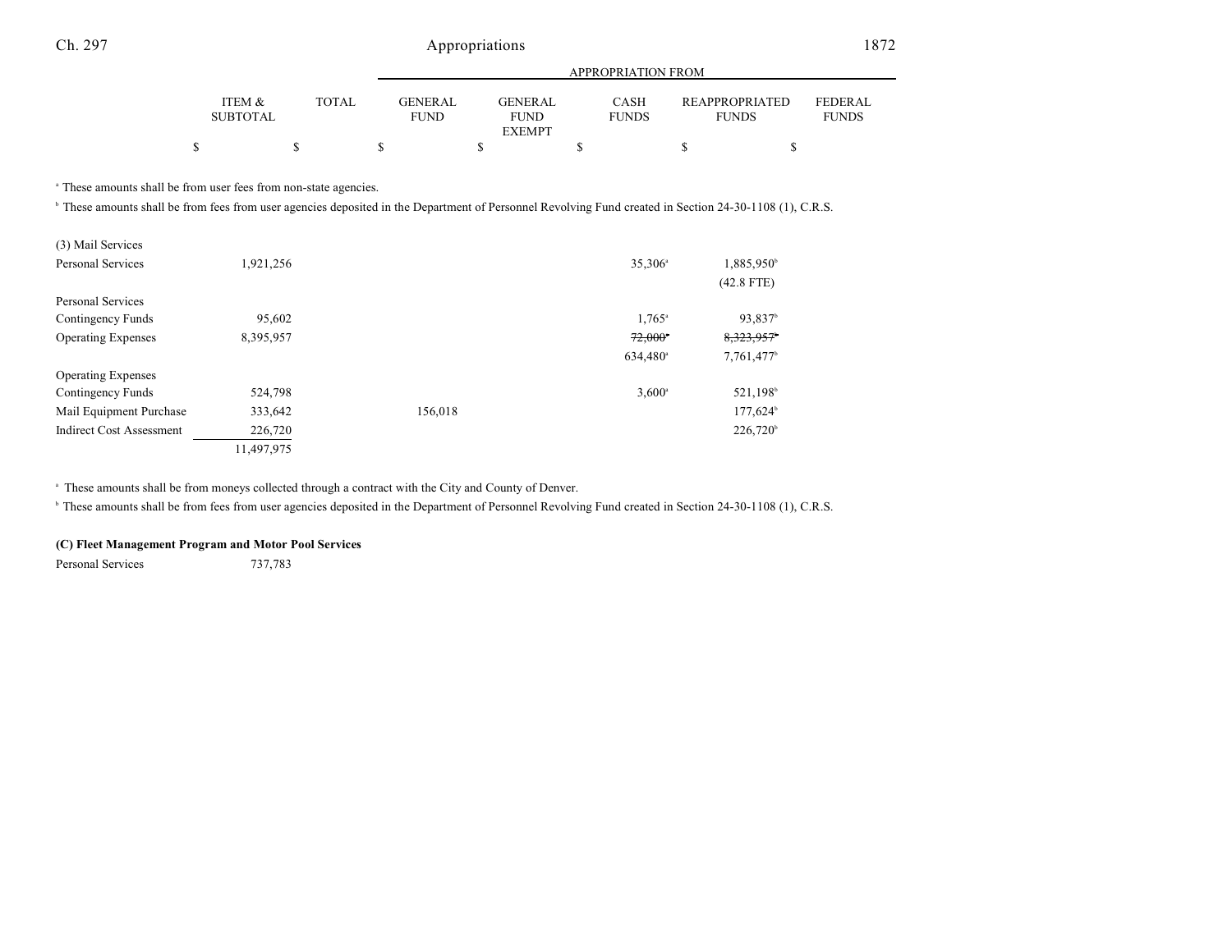| | ITEM & SUBTOTAL | TOTAL | GENERAL FUND | GENERAL FUND EXEMPT | CASH FUNDS | REAPPROPRIATED FUNDS | FEDERAL FUNDS |
|---|---|---|---|---|---|---|---|
| | | | APPROPRIATION FROM | | | | |
| | $ | $ | $ | $ | $ | $ | $ |

[a] These amounts shall be from user fees from non-state agencies.

[b] These amounts shall be from fees from user agencies deposited in the Department of Personnel Revolving Fund created in Section 24-30-1108 (1), C.R.S.

| | ITEM & SUBTOTAL | TOTAL | GENERAL FUND | GENERAL FUND EXEMPT | CASH FUNDS | REAPPROPRIATED FUNDS | FEDERAL FUNDS |
|---|---|---|---|---|---|---|---|
| (3) Mail Services | | | | | | | |
| Personal Services | 1,921,256 | | | | 35,306[a] | 1,885,950[b] | |
| | | | | | | (42.8 FTE) | |
| Personal Services Contingency Funds | 95,602 | | | | 1,765[a] | 93,837[b] | |
| Operating Expenses | 8,395,957 | | | | ~~72,000~~[a] | ~~8,323,957~~[b] | |
| | | | | | 634,480[a] | 7,761,477[b] | |
| Operating Expenses Contingency Funds | 524,798 | | | | 3,600[a] | 521,198[b] | |
| Mail Equipment Purchase | 333,642 | | 156,018 | | | 177,624[b] | |
| Indirect Cost Assessment | 226,720 | | | | | 226,720[b] | |
| | 11,497,975 | | | | | | |

[a] These amounts shall be from moneys collected through a contract with the City and County of Denver.

[b] These amounts shall be from fees from user agencies deposited in the Department of Personnel Revolving Fund created in Section 24-30-1108 (1), C.R.S.

**(C) Fleet Management Program and Motor Pool Services**

| | ITEM & SUBTOTAL | TOTAL | GENERAL FUND | GENERAL FUND EXEMPT | CASH FUNDS | REAPPROPRIATED FUNDS | FEDERAL FUNDS |
|---|---|---|---|---|---|---|---|
| Personal Services | 737,783 | | | | | | |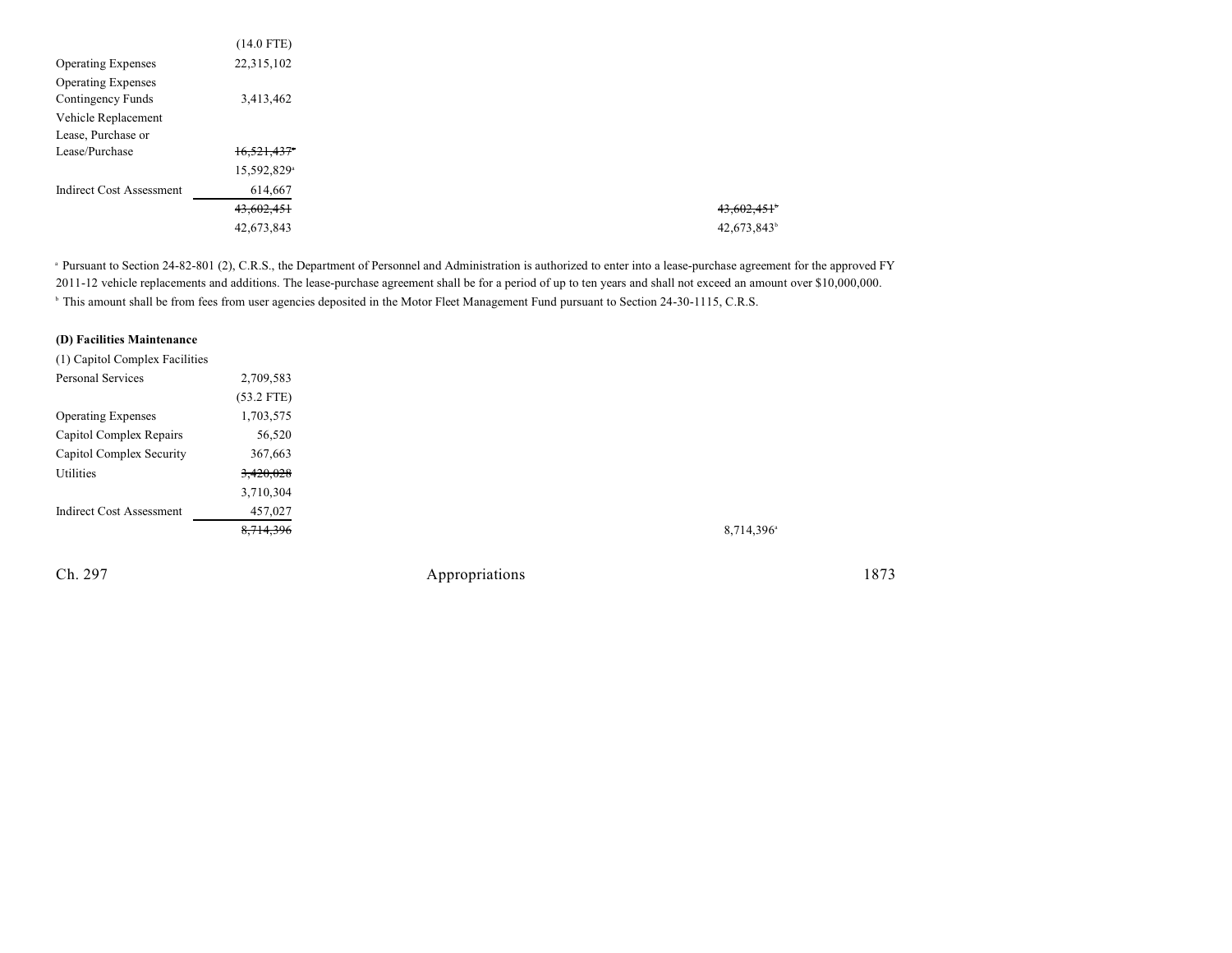| | | |
|---|---|---|
| | (14.0 FTE) | |
| Operating Expenses | 22,315,102 | |
| Operating Expenses Contingency Funds | 3,413,462 | |
| Vehicle Replacement Lease, Purchase or Lease/Purchase | ~~16,521,437~~[a] | |
| | 15,592,829[a] | |
| Indirect Cost Assessment | 614,667 | |
| | ~~43,602,451~~ | ~~43,602,451~~[b] |
| | 42,673,843 | 42,673,843[b] |

[a] Pursuant to Section 24-82-801 (2), C.R.S., the Department of Personnel and Administration is authorized to enter into a lease-purchase agreement for the approved FY 2011-12 vehicle replacements and additions. The lease-purchase agreement shall be for a period of up to ten years and shall not exceed an amount over $10,000,000.

[b] This amount shall be from fees from user agencies deposited in the Motor Fleet Management Fund pursuant to Section 24-30-1115, C.R.S.

**(D) Facilities Maintenance**

| | | |
|---|---|---|
| (1) Capitol Complex Facilities | | |
| Personal Services | 2,709,583 | |
| | (53.2 FTE) | |
| Operating Expenses | 1,703,575 | |
| Capitol Complex Repairs | 56,520 | |
| Capitol Complex Security | 367,663 | |
| Utilities | ~~3,420,028~~ | |
| | 3,710,304 | |
| Indirect Cost Assessment | 457,027 | |
| | ~~8,714,396~~ | 8,714,396[a] |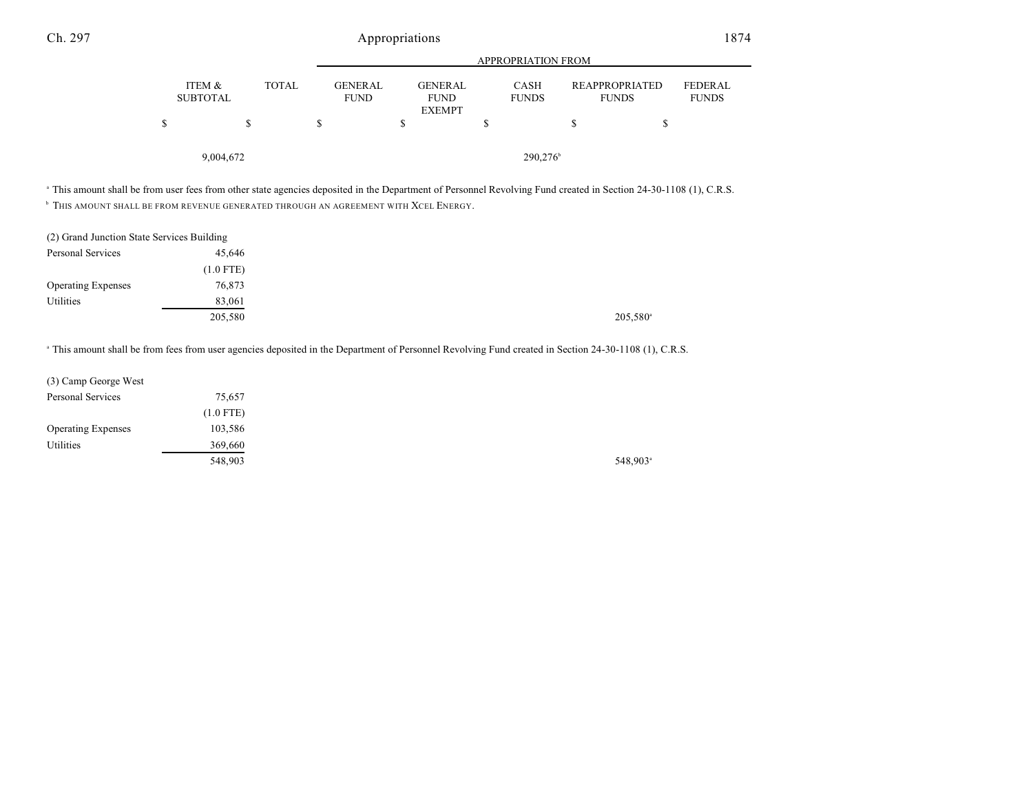| | ITEM & SUBTOTAL | TOTAL | GENERAL FUND | GENERAL FUND EXEMPT | CASH FUNDS | REAPPROPRIATED FUNDS | FEDERAL FUNDS |
|---|---|---|---|---|---|---|---|
| | $ | $ | $ | $ | $ | $ | $ |
| | 9,004,672 | | | | 290,276[b] | | |

[a] This amount shall be from user fees from other state agencies deposited in the Department of Personnel Revolving Fund created in Section 24-30-1108 (1), C.R.S.
[b] THIS AMOUNT SHALL BE FROM REVENUE GENERATED THROUGH AN AGREEMENT WITH XCEL ENERGY.

| | ITEM & SUBTOTAL | TOTAL | GENERAL FUND | GENERAL FUND EXEMPT | CASH FUNDS | REAPPROPRIATED FUNDS | FEDERAL FUNDS |
|---|---|---|---|---|---|---|---|
| (2) Grand Junction State Services Building | | | | | | | |
| Personal Services | 45,646 | | | | | | |
| | (1.0 FTE) | | | | | | |
| Operating Expenses | 76,873 | | | | | | |
| Utilities | 83,061 | | | | | | |
| | 205,580 | | | | | 205,580[a] | |

[a] This amount shall be from fees from user agencies deposited in the Department of Personnel Revolving Fund created in Section 24-30-1108 (1), C.R.S.

| | ITEM & SUBTOTAL | TOTAL | GENERAL FUND | GENERAL FUND EXEMPT | CASH FUNDS | REAPPROPRIATED FUNDS | FEDERAL FUNDS |
|---|---|---|---|---|---|---|---|
| (3) Camp George West | | | | | | | |
| Personal Services | 75,657 | | | | | | |
| | (1.0 FTE) | | | | | | |
| Operating Expenses | 103,586 | | | | | | |
| Utilities | 369,660 | | | | | | |
| | 548,903 | | | | | 548,903[a] | |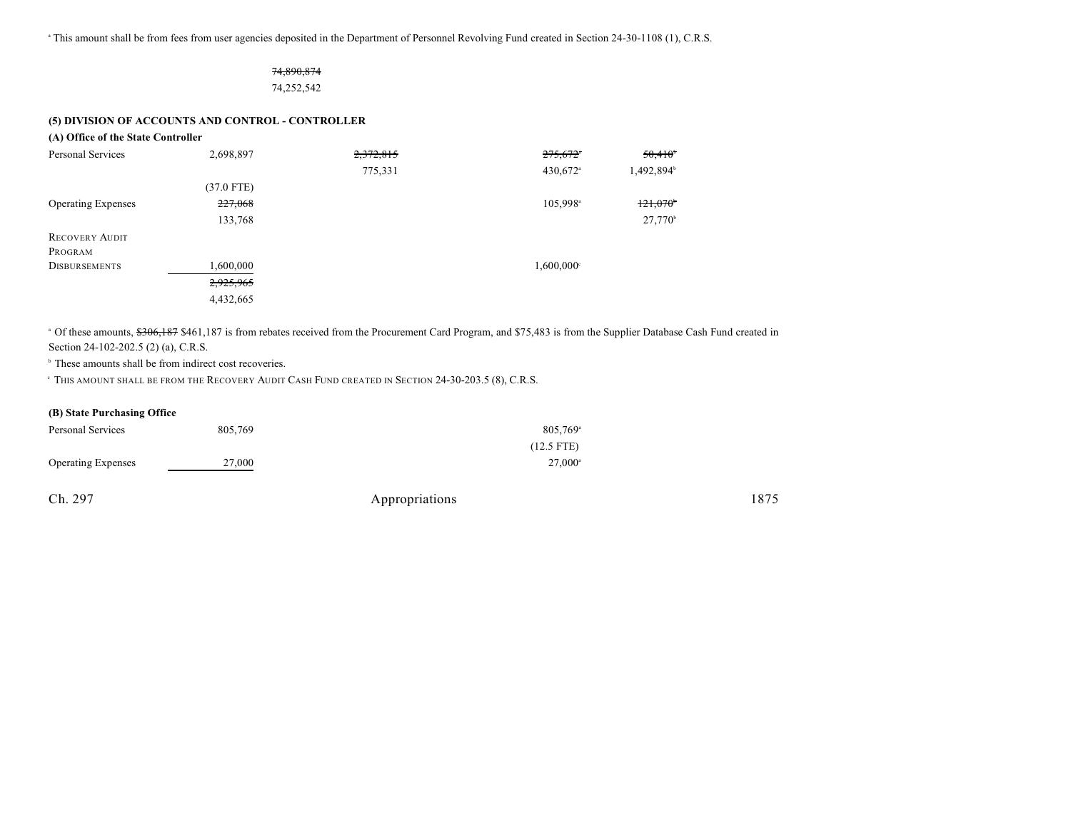[a] This amount shall be from fees from user agencies deposited in the Department of Personnel Revolving Fund created in Section 24-30-1108 (1), C.R.S.

~~74,890,874~~
74,252,542

**(5) DIVISION OF ACCOUNTS AND CONTROL - CONTROLLER**

**(A) Office of the State Controller**

| | | | | |
|---|---|---|---|---|
| Personal Services | 2,698,897 | ~~2,372,815~~ 775,331 | ~~275,672~~[a] 430,672[a] | ~~50,410~~[b] 1,492,894[b] |
| | (37.0 FTE) | | | |
| Operating Expenses | ~~227,068~~ 133,768 | | 105,998[a] | ~~121,070~~[b] 27,770[b] |
| RECOVERY AUDIT PROGRAM DISBURSEMENTS | 1,600,000 | | 1,600,000[c] | |
| | ~~2,925,965~~ 4,432,665 | | | |

[a] Of these amounts, ~~$306,187~~ $461,187 is from rebates received from the Procurement Card Program, and $75,483 is from the Supplier Database Cash Fund created in Section 24-102-202.5 (2) (a), C.R.S.

[b] These amounts shall be from indirect cost recoveries.

[c] THIS AMOUNT SHALL BE FROM THE RECOVERY AUDIT CASH FUND CREATED IN SECTION 24-30-203.5 (8), C.R.S.

**(B) State Purchasing Office**

| | | |
|---|---|---|
| Personal Services | 805,769 | 805,769[a] |
| | | (12.5 FTE) |
| Operating Expenses | 27,000 | 27,000[a] |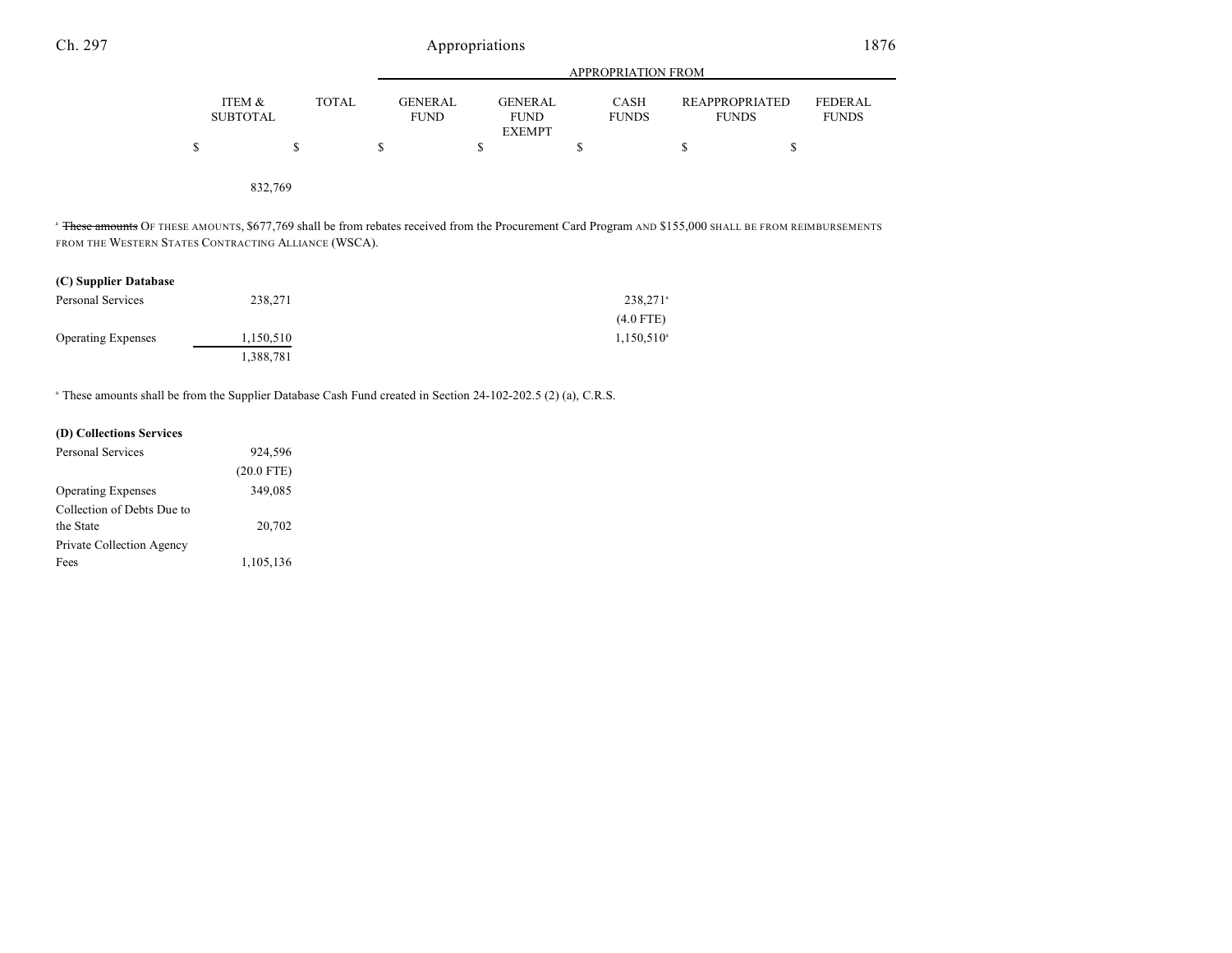| | ITEM & SUBTOTAL | TOTAL | GENERAL FUND | GENERAL FUND EXEMPT | CASH FUNDS | REAPPROPRIATED FUNDS | FEDERAL FUNDS |
|---|---|---|---|---|---|---|---|
| | $ | $ | $ | $ | $ | $ | $ |
| | 832,769 | | | | | | |

[a] ~~These amounts~~ OF THESE AMOUNTS, $677,769 shall be from rebates received from the Procurement Card Program AND $155,000 SHALL BE FROM REIMBURSEMENTS FROM THE WESTERN STATES CONTRACTING ALLIANCE (WSCA).

**(C) Supplier Database**

| | ITEM & SUBTOTAL | TOTAL | GENERAL FUND | GENERAL FUND EXEMPT | CASH FUNDS | REAPPROPRIATED FUNDS | FEDERAL FUNDS |
|---|---|---|---|---|---|---|---|
| Personal Services | 238,271 | | | | 238,271[a] | | |
| | | | | | (4.0 FTE) | | |
| Operating Expenses | 1,150,510 | | | | 1,150,510[a] | | |
| | 1,388,781 | | | | | | |

[a] These amounts shall be from the Supplier Database Cash Fund created in Section 24-102-202.5 (2) (a), C.R.S.

**(D) Collections Services**

| | ITEM & SUBTOTAL | TOTAL | GENERAL FUND | GENERAL FUND EXEMPT | CASH FUNDS | REAPPROPRIATED FUNDS | FEDERAL FUNDS |
|---|---|---|---|---|---|---|---|
| Personal Services | 924,596 | | | | | | |
| | (20.0 FTE) | | | | | | |
| Operating Expenses | 349,085 | | | | | | |
| Collection of Debts Due to the State | 20,702 | | | | | | |
| Private Collection Agency Fees | 1,105,136 | | | | | | |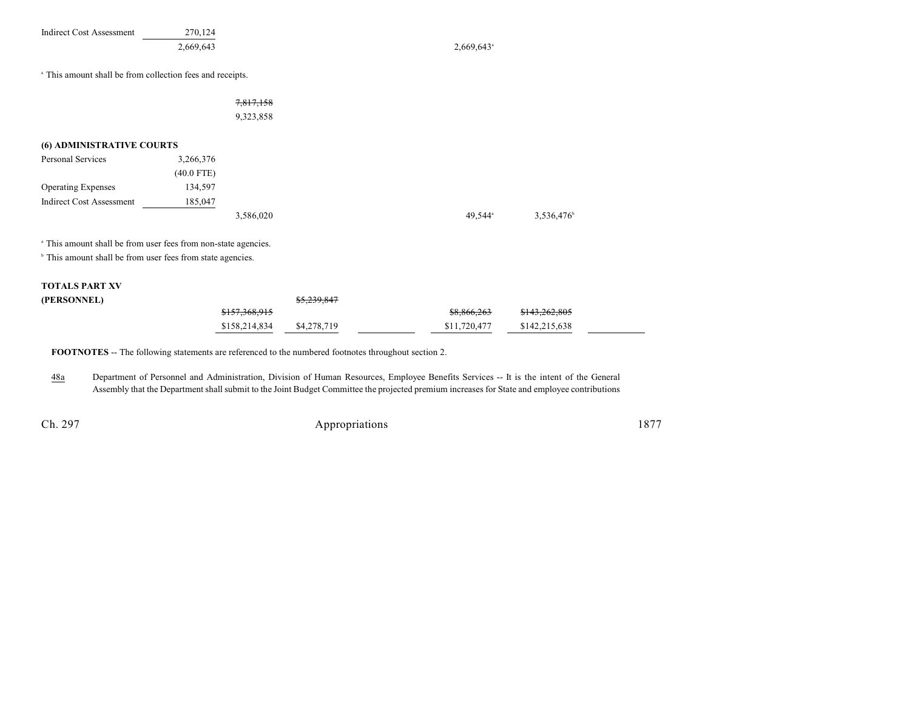| | | | | | | |
|---|---|---|---|---|---|---|
| Indirect Cost Assessment | 270,124 | | | | | |
| | 2,669,643 | | | 2,669,643[a] | | |

[a] This amount shall be from collection fees and receipts.

| | | | | | | |
|---|---|---|---|---|---|---|
| | | ~~7,817,158~~ | | | | |
| | | 9,323,858 | | | | |

**(6) ADMINISTRATIVE COURTS**

| | | | | | | |
|---|---|---|---|---|---|---|
| Personal Services | 3,266,376 | | | | | |
| | (40.0 FTE) | | | | | |
| Operating Expenses | 134,597 | | | | | |
| Indirect Cost Assessment | 185,047 | | | | | |
| | | 3,586,020 | | | 49,544[a] | 3,536,476[b] |

[a] This amount shall be from user fees from non-state agencies.

[b] This amount shall be from user fees from state agencies.

**TOTALS PART XV**

| | | | | | | |
|---|---|---|---|---|---|---|
| **(PERSONNEL)** | ~~$157,368,915~~ | ~~$5,239,847~~ | | ~~$8,866,263~~ | ~~$143,262,805~~ | |
| | $158,214,834 | $4,278,719 | | $11,720,477 | $142,215,638 | |

**FOOTNOTES** -- The following statements are referenced to the numbered footnotes throughout section 2.

48a Department of Personnel and Administration, Division of Human Resources, Employee Benefits Services -- It is the intent of the General Assembly that the Department shall submit to the Joint Budget Committee the projected premium increases for State and employee contributions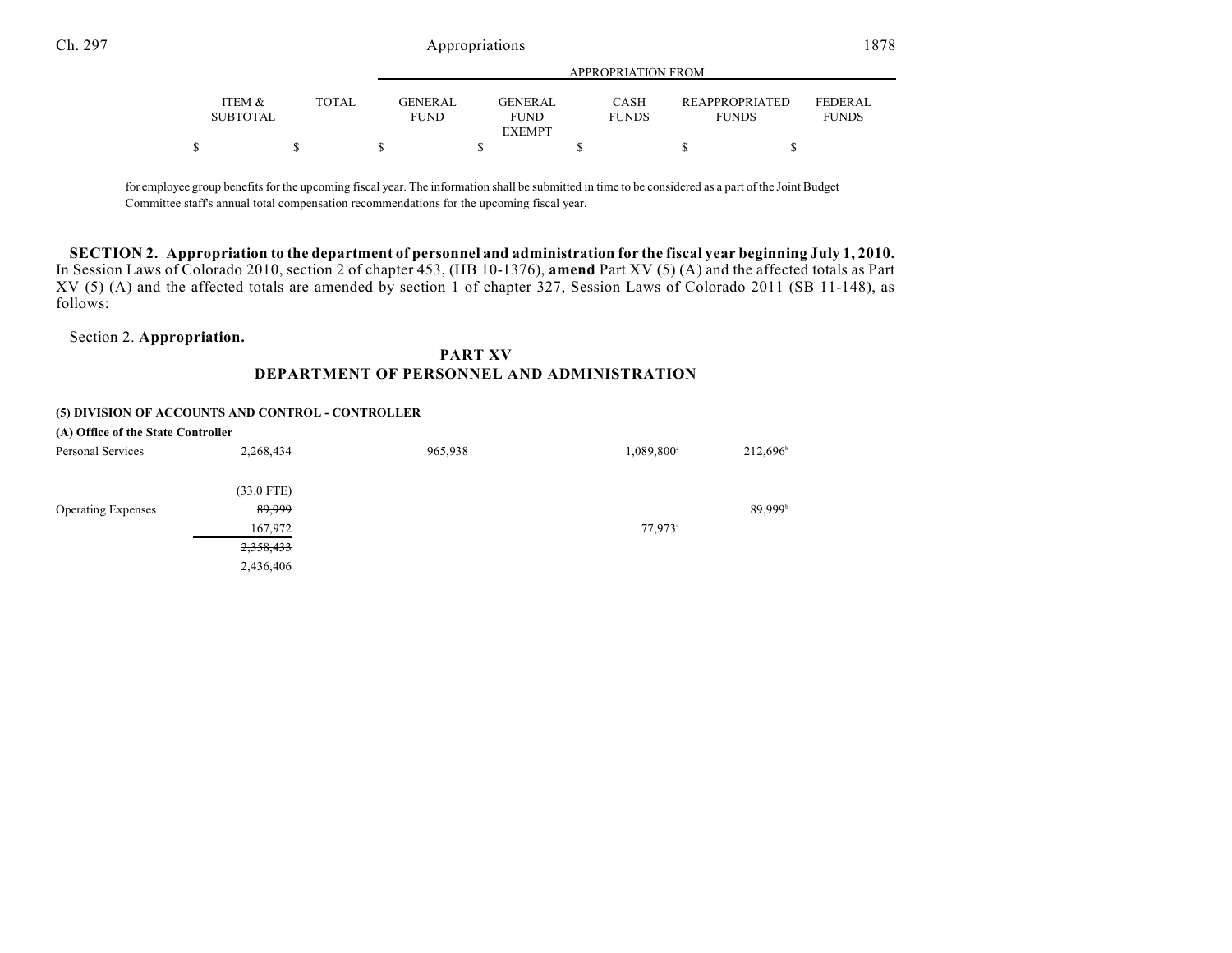| | ITEM & SUBTOTAL | TOTAL | GENERAL FUND | GENERAL FUND EXEMPT | CASH FUNDS | REAPPROPRIATED FUNDS | FEDERAL FUNDS |
|---|---|---|---|---|---|---|---|
| | $ | $ | $ | $ | $ | $ | $ |

for employee group benefits for the upcoming fiscal year. The information shall be submitted in time to be considered as a part of the Joint Budget Committee staff's annual total compensation recommendations for the upcoming fiscal year.

**SECTION 2. Appropriation to the department of personnel and administration for the fiscal year beginning July 1, 2010.** In Session Laws of Colorado 2010, section 2 of chapter 453, (HB 10-1376), **amend** Part XV (5) (A) and the affected totals as Part XV (5) (A) and the affected totals are amended by section 1 of chapter 327, Session Laws of Colorado 2011 (SB 11-148), as follows:

Section 2. **Appropriation.**

## PART XV
## DEPARTMENT OF PERSONNEL AND ADMINISTRATION

**(5) DIVISION OF ACCOUNTS AND CONTROL - CONTROLLER**

**(A) Office of the State Controller**

| | ITEM & SUBTOTAL | TOTAL | GENERAL FUND | GENERAL FUND EXEMPT | CASH FUNDS | REAPPROPRIATED FUNDS | FEDERAL FUNDS |
|---|---|---|---|---|---|---|---|
| Personal Services | 2,268,434 | | 965,938 | | 1,089,800[a] | 212,696[b] | |
| | (33.0 FTE) | | | | | | |
| Operating Expenses | ~~89,999~~ | | | | | 89,999[b] | |
| | 167,972 | | | | 77,973[a] | | |
| | ~~2,358,433~~ | | | | | | |
| | 2,436,406 | | | | | | |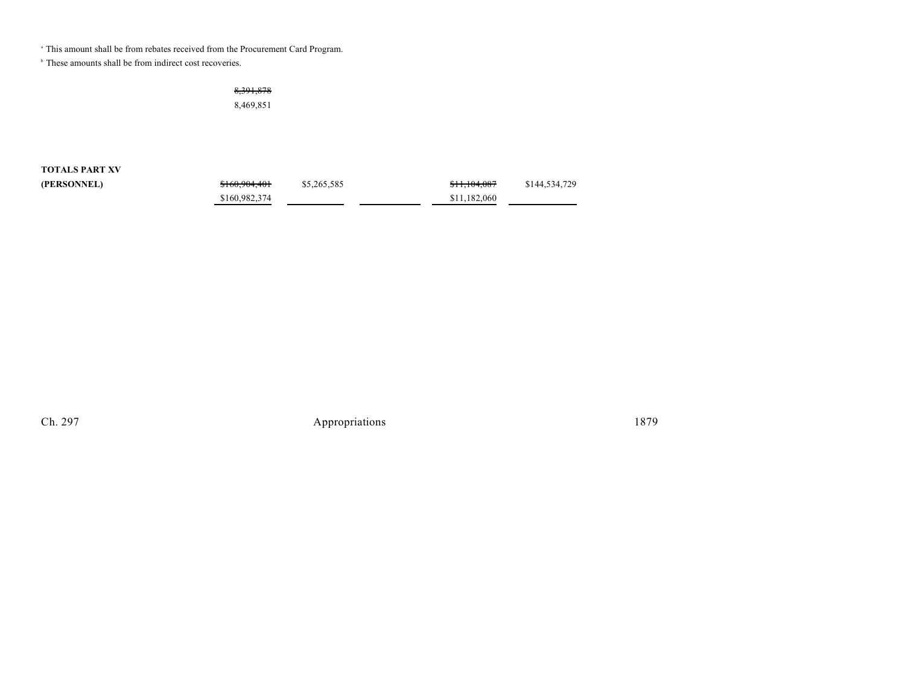[a] This amount shall be from rebates received from the Procurement Card Program.

[b] These amounts shall be from indirect cost recoveries.

| | | | | | |
|---|---|---|---|---|---|
| | ~~8,391,878~~<br>8,469,851 | | | | |
| **TOTALS PART XV (PERSONNEL)** | ~~$160,904,401~~<br>$160,982,374 | $5,265,585 | | ~~$11,104,087~~<br>$11,182,060 | $144,534,729 |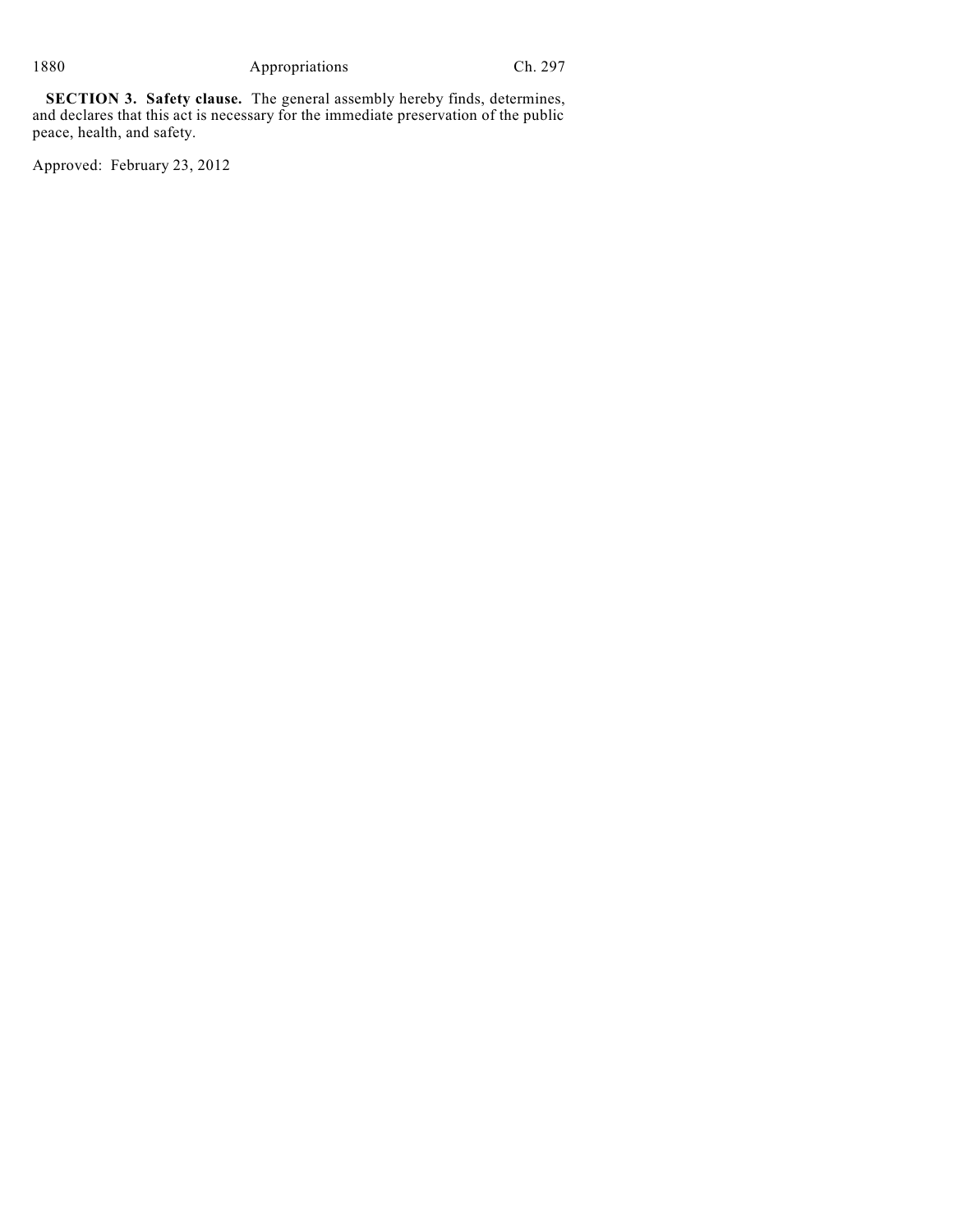**SECTION 3. Safety clause.** The general assembly hereby finds, determines, and declares that this act is necessary for the immediate preservation of the public peace, health, and safety.

Approved: February 23, 2012